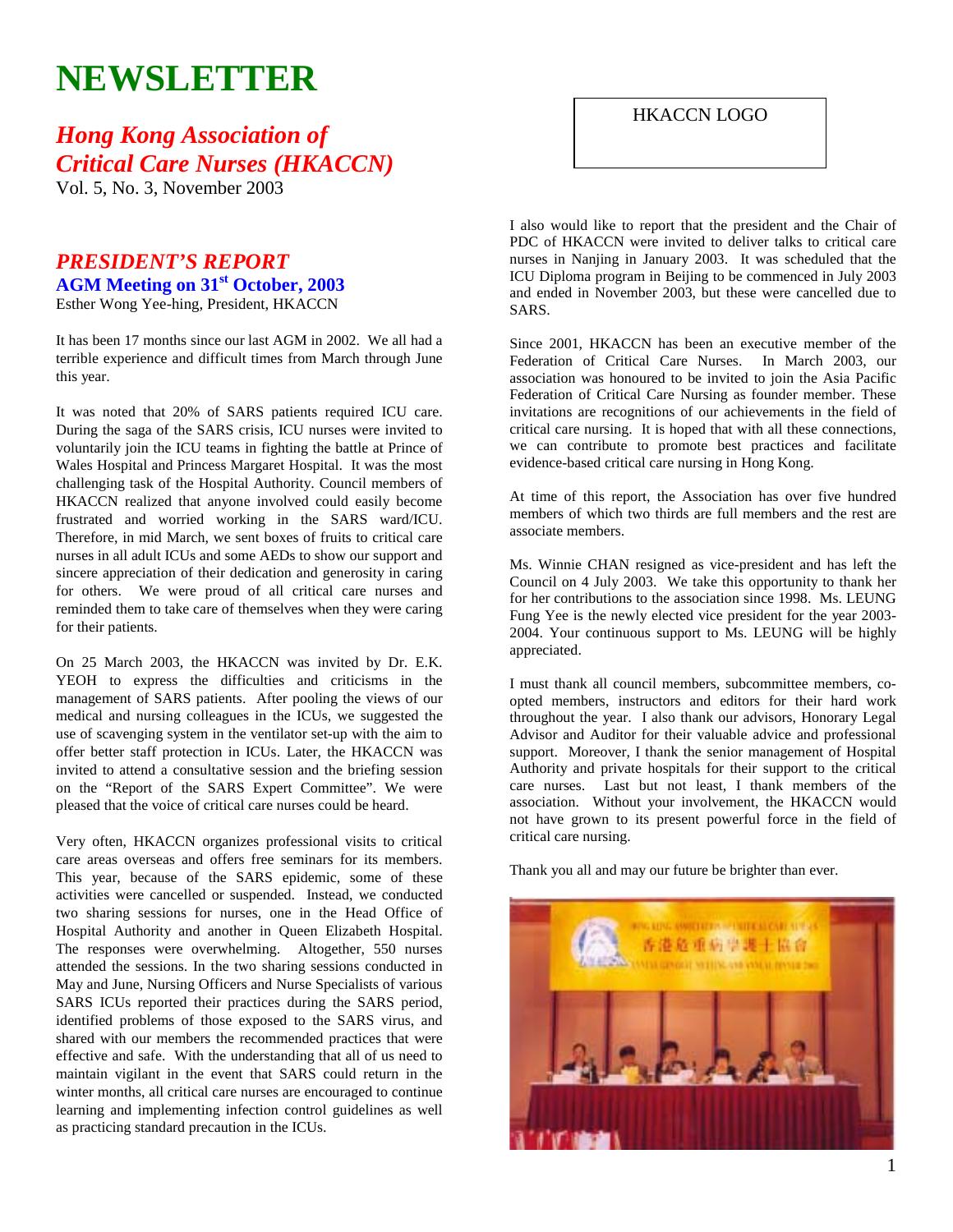# NEWSLETTER

## *Hong Kong Association of Critical Care Nurses (HKACCN)*

Vol. 5, No. 3, November 2003

HKACCN LOGO

## *PRESIDENT'S REPORT*

### AGM Meeting on 31st October, 2003

Esther Wong Yee-hing, President, HKACCN

It has been 17 months since our last AGM in 2002. We all had a terrible experience and difficult times from March through June this year.

It was noted that 20% of SARS patients required ICU care. During the saga of the SARS crisis, ICU nurses were invited to voluntarily join the ICU teams in fighting the battle at Prince of Wales Hospital and Princess Margaret Hospital. It was the most challenging task of the Hospital Authority. Council members of HKACCN realized that anyone involved could easily become frustrated and worried working in the SARS ward/ICU. Therefore, in mid March, we sent boxes of fruits to critical care nurses in all adult ICUs and some AEDs to show our support and sincere appreciation of their dedication and generosity in caring for others. We were proud of all critical care nurses and reminded them to take care of themselves when they were caring for their patients.

On 25 March 2003, the HKACCN was invited by Dr. E.K. YEOH to express the difficulties and criticisms in the management of SARS patients. After pooling the views of our medical and nursing colleagues in the ICUs, we suggested the use of scavenging system in the ventilator set-up with the aim to offer better staff protection in ICUs. Later, the HKACCN was invited to attend a consultative session and the briefing session on the "Report of the SARS Expert Committee". We were pleased that the voice of critical care nurses could be heard.

Very often, HKACCN organizes professional visits to critical care areas overseas and offers free seminars for its members. This year, because of the SARS epidemic, some of these activities were cancelled or suspended. Instead, we conducted two sharing sessions for nurses, one in the Head Office of Hospital Authority and another in Queen Elizabeth Hospital. The responses were overwhelming. Altogether, 550 nurses attended the sessions. In the two sharing sessions conducted in May and June, Nursing Officers and Nurse Specialists of various SARS ICUs reported their practices during the SARS period, identified problems of those exposed to the SARS virus, and shared with our members the recommended practices that were effective and safe. With the understanding that all of us need to maintain vigilant in the event that SARS could return in the winter months, all critical care nurses are encouraged to continue learning and implementing infection control guidelines as well as practicing standard precaution in the ICUs.

I also would like to report that the president and the Chair of PDC of HKACCN were invited to deliver talks to critical care nurses in Nanjing in January 2003. It was scheduled that the ICU Diploma program in Beijing to be commenced in July 2003 and ended in November 2003, but these were cancelled due to SARS.

Since 2001, HKACCN has been an executive member of the Federation of Critical Care Nurses. In March 2003, our association was honoured to be invited to join the Asia Pacific Federation of Critical Care Nursing as founder member. These invitations are recognitions of our achievements in the field of critical care nursing. It is hoped that with all these connections, we can contribute to promote best practices and facilitate evidence-based critical care nursing in Hong Kong.

At time of this report, the Association has over five hundred members of which two thirds are full members and the rest are associate members.

Ms. Winnie CHAN resigned as vice-president and has left the Council on 4 July 2003. We take this opportunity to thank her for her contributions to the association since 1998. Ms. LEUNG Fung Yee is the newly elected vice president for the year 2003-2004. Your continuous support to Ms. LEUNG will be highly appreciated.

I must thank all council members, subcommittee members, co-opted members, instructors and editors for their hard work throughout the year. I also thank our advisors, Honorary Legal Advisor and Auditor for their valuable advice and professional support. Moreover, I thank the senior management of Hospital Authority and private hospitals for their support to the critical care nurses. Last but not least, I thank members of the association. Without your involvement, the HKACCN would not have grown to its present powerful force in the field of critical care nursing.

Thank you all and may our future be brighter than ever.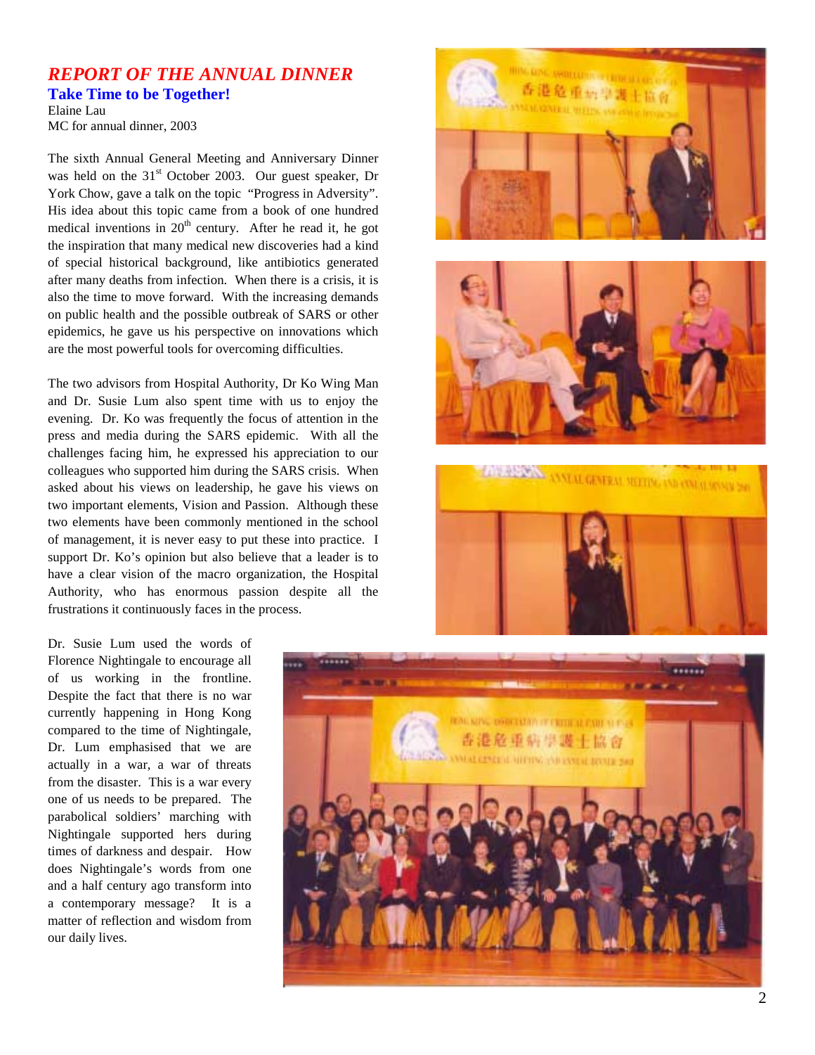## *REPORT OF THE ANNUAL DINNER*

### Take Time to be Together!

Elaine Lau
MC for annual dinner, 2003

The sixth Annual General Meeting and Anniversary Dinner was held on the 31st October 2003. Our guest speaker, Dr York Chow, gave a talk on the topic "Progress in Adversity". His idea about this topic came from a book of one hundred medical inventions in 20th century. After he read it, he got the inspiration that many medical new discoveries had a kind of special historical background, like antibiotics generated after many deaths from infection. When there is a crisis, it is also the time to move forward. With the increasing demands on public health and the possible outbreak of SARS or other epidemics, he gave us his perspective on innovations which are the most powerful tools for overcoming difficulties.

The two advisors from Hospital Authority, Dr Ko Wing Man and Dr. Susie Lum also spent time with us to enjoy the evening. Dr. Ko was frequently the focus of attention in the press and media during the SARS epidemic. With all the challenges facing him, he expressed his appreciation to our colleagues who supported him during the SARS crisis. When asked about his views on leadership, he gave his views on two important elements, Vision and Passion. Although these two elements have been commonly mentioned in the school of management, it is never easy to put these into practice. I support Dr. Ko's opinion but also believe that a leader is to have a clear vision of the macro organization, the Hospital Authority, who has enormous passion despite all the frustrations it continuously faces in the process.

Dr. Susie Lum used the words of Florence Nightingale to encourage all of us working in the frontline. Despite the fact that there is no war currently happening in Hong Kong compared to the time of Nightingale, Dr. Lum emphasised that we are actually in a war, a war of threats from the disaster. This is a war every one of us needs to be prepared. The parabolical soldiers' marching with Nightingale supported hers during times of darkness and despair. How does Nightingale's words from one and a half century ago transform into a contemporary message? It is a matter of reflection and wisdom from our daily lives.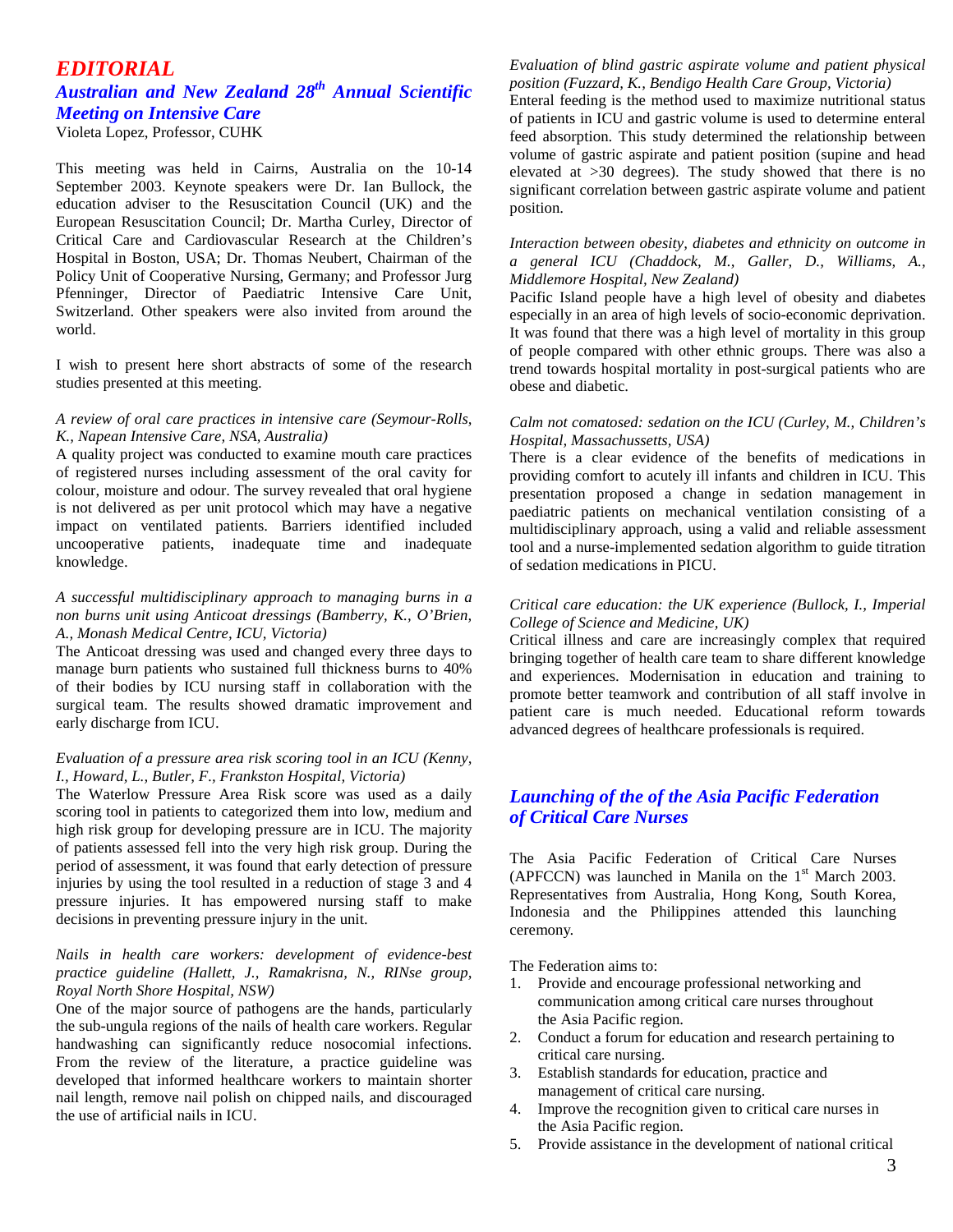# EDITORIAL

## Australian and New Zealand 28th Annual Scientific Meeting on Intensive Care

Violeta Lopez, Professor, CUHK

This meeting was held in Cairns, Australia on the 10-14 September 2003. Keynote speakers were Dr. Ian Bullock, the education adviser to the Resuscitation Council (UK) and the European Resuscitation Council; Dr. Martha Curley, Director of Critical Care and Cardiovascular Research at the Children's Hospital in Boston, USA; Dr. Thomas Neubert, Chairman of the Policy Unit of Cooperative Nursing, Germany; and Professor Jurg Pfenninger, Director of Paediatric Intensive Care Unit, Switzerland. Other speakers were also invited from around the world.

I wish to present here short abstracts of some of the research studies presented at this meeting.

*A review of oral care practices in intensive care (Seymour-Rolls, K., Napean Intensive Care, NSA, Australia)*
A quality project was conducted to examine mouth care practices of registered nurses including assessment of the oral cavity for colour, moisture and odour. The survey revealed that oral hygiene is not delivered as per unit protocol which may have a negative impact on ventilated patients. Barriers identified included uncooperative patients, inadequate time and inadequate knowledge.

*A successful multidisciplinary approach to managing burns in a non burns unit using Anticoat dressings (Bamberry, K., O'Brien, A., Monash Medical Centre, ICU, Victoria)*
The Anticoat dressing was used and changed every three days to manage burn patients who sustained full thickness burns to 40% of their bodies by ICU nursing staff in collaboration with the surgical team. The results showed dramatic improvement and early discharge from ICU.

*Evaluation of a pressure area risk scoring tool in an ICU (Kenny, I., Howard, L., Butler, F., Frankston Hospital, Victoria)*
The Waterlow Pressure Area Risk score was used as a daily scoring tool in patients to categorized them into low, medium and high risk group for developing pressure are in ICU. The majority of patients assessed fell into the very high risk group. During the period of assessment, it was found that early detection of pressure injuries by using the tool resulted in a reduction of stage 3 and 4 pressure injuries. It has empowered nursing staff to make decisions in preventing pressure injury in the unit.

*Nails in health care workers: development of evidence-best practice guideline (Hallett, J., Ramakrisna, N., RINse group, Royal North Shore Hospital, NSW)*
One of the major source of pathogens are the hands, particularly the sub-ungula regions of the nails of health care workers. Regular handwashing can significantly reduce nosocomial infections. From the review of the literature, a practice guideline was developed that informed healthcare workers to maintain shorter nail length, remove nail polish on chipped nails, and discouraged the use of artificial nails in ICU.

*Evaluation of blind gastric aspirate volume and patient physical position (Fuzzard, K., Bendigo Health Care Group, Victoria)*
Enteral feeding is the method used to maximize nutritional status of patients in ICU and gastric volume is used to determine enteral feed absorption. This study determined the relationship between volume of gastric aspirate and patient position (supine and head elevated at >30 degrees). The study showed that there is no significant correlation between gastric aspirate volume and patient position.

*Interaction between obesity, diabetes and ethnicity on outcome in a general ICU (Chaddock, M., Galler, D., Williams, A., Middlemore Hospital, New Zealand)*
Pacific Island people have a high level of obesity and diabetes especially in an area of high levels of socio-economic deprivation. It was found that there was a high level of mortality in this group of people compared with other ethnic groups. There was also a trend towards hospital mortality in post-surgical patients who are obese and diabetic.

*Calm not comatosed: sedation on the ICU (Curley, M., Children's Hospital, Massachussetts, USA)*
There is a clear evidence of the benefits of medications in providing comfort to acutely ill infants and children in ICU. This presentation proposed a change in sedation management in paediatric patients on mechanical ventilation consisting of a multidisciplinary approach, using a valid and reliable assessment tool and a nurse-implemented sedation algorithm to guide titration of sedation medications in PICU.

*Critical care education: the UK experience (Bullock, I., Imperial College of Science and Medicine, UK)*
Critical illness and care are increasingly complex that required bringing together of health care team to share different knowledge and experiences. Modernisation in education and training to promote better teamwork and contribution of all staff involve in patient care is much needed. Educational reform towards advanced degrees of healthcare professionals is required.

## Launching of the of the Asia Pacific Federation of Critical Care Nurses

The Asia Pacific Federation of Critical Care Nurses (APFCCN) was launched in Manila on the 1st March 2003. Representatives from Australia, Hong Kong, South Korea, Indonesia and the Philippines attended this launching ceremony.

The Federation aims to:

1. Provide and encourage professional networking and communication among critical care nurses throughout the Asia Pacific region.
2. Conduct a forum for education and research pertaining to critical care nursing.
3. Establish standards for education, practice and management of critical care nursing.
4. Improve the recognition given to critical care nurses in the Asia Pacific region.
5. Provide assistance in the development of national critical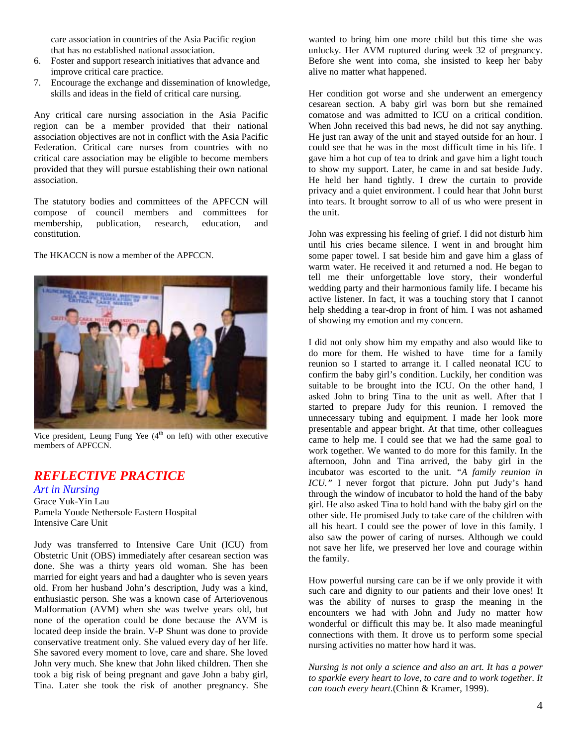care association in countries of the Asia Pacific region that has no established national association.

6. Foster and support research initiatives that advance and improve critical care practice.
7. Encourage the exchange and dissemination of knowledge, skills and ideas in the field of critical care nursing.

Any critical care nursing association in the Asia Pacific region can be a member provided that their national association objectives are not in conflict with the Asia Pacific Federation. Critical care nurses from countries with no critical care association may be eligible to become members provided that they will pursue establishing their own national association.

The statutory bodies and committees of the APFCCN will compose of council members and committees for membership, publication, research, education, and constitution.

The HKACCN is now a member of the APFCCN.

Vice president, Leung Fung Yee (4th on left) with other executive members of APFCCN.

## REFLECTIVE PRACTICE

### *Art in Nursing*

Grace Yuk-Yin Lau
Pamela Youde Nethersole Eastern Hospital
Intensive Care Unit

Judy was transferred to Intensive Care Unit (ICU) from Obstetric Unit (OBS) immediately after cesarean section was done. She was a thirty years old woman. She has been married for eight years and had a daughter who is seven years old. From her husband John's description, Judy was a kind, enthusiastic person. She was a known case of Arteriovenous Malformation (AVM) when she was twelve years old, but none of the operation could be done because the AVM is located deep inside the brain. V-P Shunt was done to provide conservative treatment only. She valued every day of her life. She savored every moment to love, care and share. She loved John very much. She knew that John liked children. Then she took a big risk of being pregnant and gave John a baby girl, Tina. Later she took the risk of another pregnancy. She wanted to bring him one more child but this time she was unlucky. Her AVM ruptured during week 32 of pregnancy. Before she went into coma, she insisted to keep her baby alive no matter what happened.

Her condition got worse and she underwent an emergency cesarean section. A baby girl was born but she remained comatose and was admitted to ICU on a critical condition. When John received this bad news, he did not say anything. He just ran away of the unit and stayed outside for an hour. I could see that he was in the most difficult time in his life. I gave him a hot cup of tea to drink and gave him a light touch to show my support. Later, he came in and sat beside Judy. He held her hand tightly. I drew the curtain to provide privacy and a quiet environment. I could hear that John burst into tears. It brought sorrow to all of us who were present in the unit.

John was expressing his feeling of grief. I did not disturb him until his cries became silence. I went in and brought him some paper towel. I sat beside him and gave him a glass of warm water. He received it and returned a nod. He began to tell me their unforgettable love story, their wonderful wedding party and their harmonious family life. I became his active listener. In fact, it was a touching story that I cannot help shedding a tear-drop in front of him. I was not ashamed of showing my emotion and my concern.

I did not only show him my empathy and also would like to do more for them. He wished to have time for a family reunion so I started to arrange it. I called neonatal ICU to confirm the baby girl's condition. Luckily, her condition was suitable to be brought into the ICU. On the other hand, I asked John to bring Tina to the unit as well. After that I started to prepare Judy for this reunion. I removed the unnecessary tubing and equipment. I made her look more presentable and appear bright. At that time, other colleagues came to help me. I could see that we had the same goal to work together. We wanted to do more for this family. In the afternoon, John and Tina arrived, the baby girl in the incubator was escorted to the unit. *"A family reunion in ICU."* I never forgot that picture. John put Judy's hand through the window of incubator to hold the hand of the baby girl. He also asked Tina to hold hand with the baby girl on the other side. He promised Judy to take care of the children with all his heart. I could see the power of love in this family. I also saw the power of caring of nurses. Although we could not save her life, we preserved her love and courage within the family.

How powerful nursing care can be if we only provide it with such care and dignity to our patients and their love ones! It was the ability of nurses to grasp the meaning in the encounters we had with John and Judy no matter how wonderful or difficult this may be. It also made meaningful connections with them. It drove us to perform some special nursing activities no matter how hard it was.

*Nursing is not only a science and also an art. It has a power to sparkle every heart to love, to care and to work together. It can touch every heart.* (Chinn & Kramer, 1999).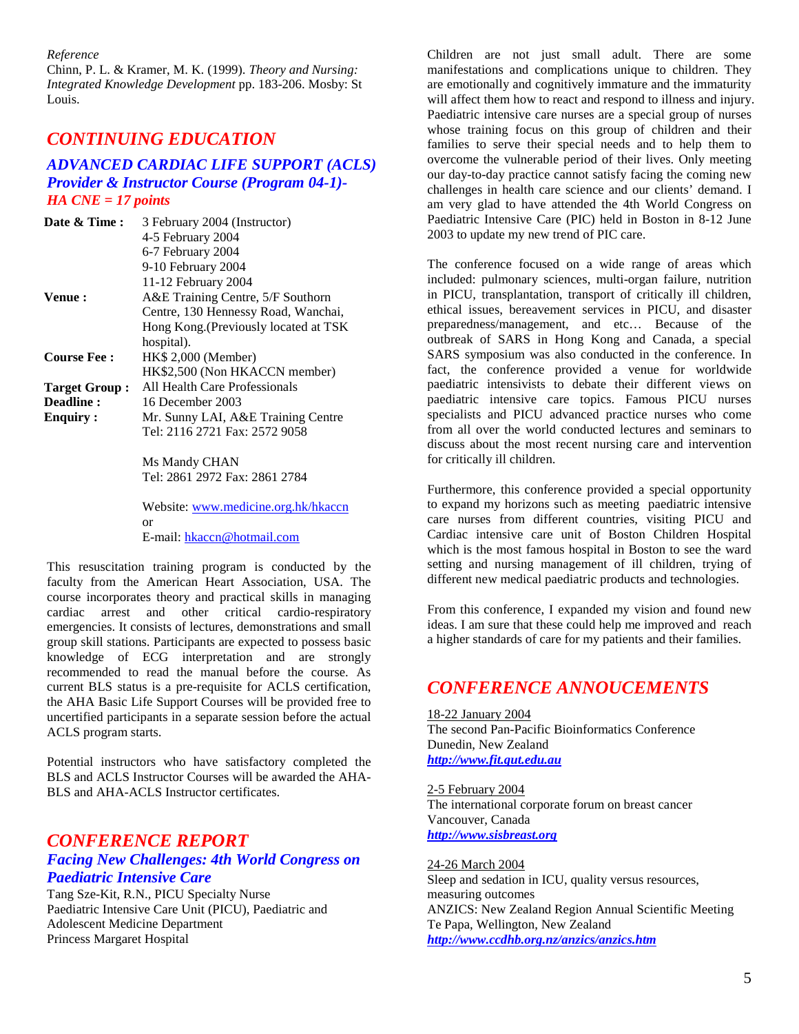*Reference*

Chinn, P. L. & Kramer, M. K. (1999). *Theory and Nursing: Integrated Knowledge Development* pp. 183-206. Mosby: St Louis.

## CONTINUING EDUCATION

### ADVANCED CARDIAC LIFE SUPPORT (ACLS) Provider & Instructor Course (Program 04-1)- HA CNE = 17 points

| | |
|---|---|
| **Date & Time :** | 3 February 2004 (Instructor)<br>4-5 February 2004<br>6-7 February 2004<br>9-10 February 2004<br>11-12 February 2004 |
| **Venue :** | A&E Training Centre, 5/F Southorn Centre, 130 Hennessy Road, Wanchai, Hong Kong.(Previously located at TSK hospital). |
| **Course Fee :** | HK$ 2,000 (Member)<br>HK$2,500 (Non HKACCN member) |
| **Target Group :** | All Health Care Professionals |
| **Deadline :** | 16 December 2003 |
| **Enquiry :** | Mr. Sunny LAI, A&E Training Centre<br>Tel: 2116 2721 Fax: 2572 9058<br><br>Ms Mandy CHAN<br>Tel: 2861 2972 Fax: 2861 2784<br><br>Website: www.medicine.org.hk/hkaccn<br>or<br>E-mail: hkaccn@hotmail.com |

This resuscitation training program is conducted by the faculty from the American Heart Association, USA. The course incorporates theory and practical skills in managing cardiac arrest and other critical cardio-respiratory emergencies. It consists of lectures, demonstrations and small group skill stations. Participants are expected to possess basic knowledge of ECG interpretation and are strongly recommended to read the manual before the course. As current BLS status is a pre-requisite for ACLS certification, the AHA Basic Life Support Courses will be provided free to uncertified participants in a separate session before the actual ACLS program starts.

Potential instructors who have satisfactory completed the BLS and ACLS Instructor Courses will be awarded the AHA-BLS and AHA-ACLS Instructor certificates.

## CONFERENCE REPORT

### Facing New Challenges: 4th World Congress on Paediatric Intensive Care

Tang Sze-Kit, R.N., PICU Specialty Nurse
Paediatric Intensive Care Unit (PICU), Paediatric and Adolescent Medicine Department
Princess Margaret Hospital

Children are not just small adult. There are some manifestations and complications unique to children. They are emotionally and cognitively immature and the immaturity will affect them how to react and respond to illness and injury. Paediatric intensive care nurses are a special group of nurses whose training focus on this group of children and their families to serve their special needs and to help them to overcome the vulnerable period of their lives. Only meeting our day-to-day practice cannot satisfy facing the coming new challenges in health care science and our clients' demand. I am very glad to have attended the 4th World Congress on Paediatric Intensive Care (PIC) held in Boston in 8-12 June 2003 to update my new trend of PIC care.

The conference focused on a wide range of areas which included: pulmonary sciences, multi-organ failure, nutrition in PICU, transplantation, transport of critically ill children, ethical issues, bereavement services in PICU, and disaster preparedness/management, and etc… Because of the outbreak of SARS in Hong Kong and Canada, a special SARS symposium was also conducted in the conference. In fact, the conference provided a venue for worldwide paediatric intensivists to debate their different views on paediatric intensive care topics. Famous PICU nurses specialists and PICU advanced practice nurses who come from all over the world conducted lectures and seminars to discuss about the most recent nursing care and intervention for critically ill children.

Furthermore, this conference provided a special opportunity to expand my horizons such as meeting paediatric intensive care nurses from different countries, visiting PICU and Cardiac intensive care unit of Boston Children Hospital which is the most famous hospital in Boston to see the ward setting and nursing management of ill children, trying of different new medical paediatric products and technologies.

From this conference, I expanded my vision and found new ideas. I am sure that these could help me improved and reach a higher standards of care for my patients and their families.

## CONFERENCE ANNOUCEMENTS

18-22 January 2004
The second Pan-Pacific Bioinformatics Conference
Dunedin, New Zealand
***http://www.fit.qut.edu.au***

2-5 February 2004
The international corporate forum on breast cancer
Vancouver, Canada
***http://www.sisbreast.org***

24-26 March 2004
Sleep and sedation in ICU, quality versus resources, measuring outcomes
ANZICS: New Zealand Region Annual Scientific Meeting
Te Papa, Wellington, New Zealand
***http://www.ccdhb.org.nz/anzics/anzics.htm***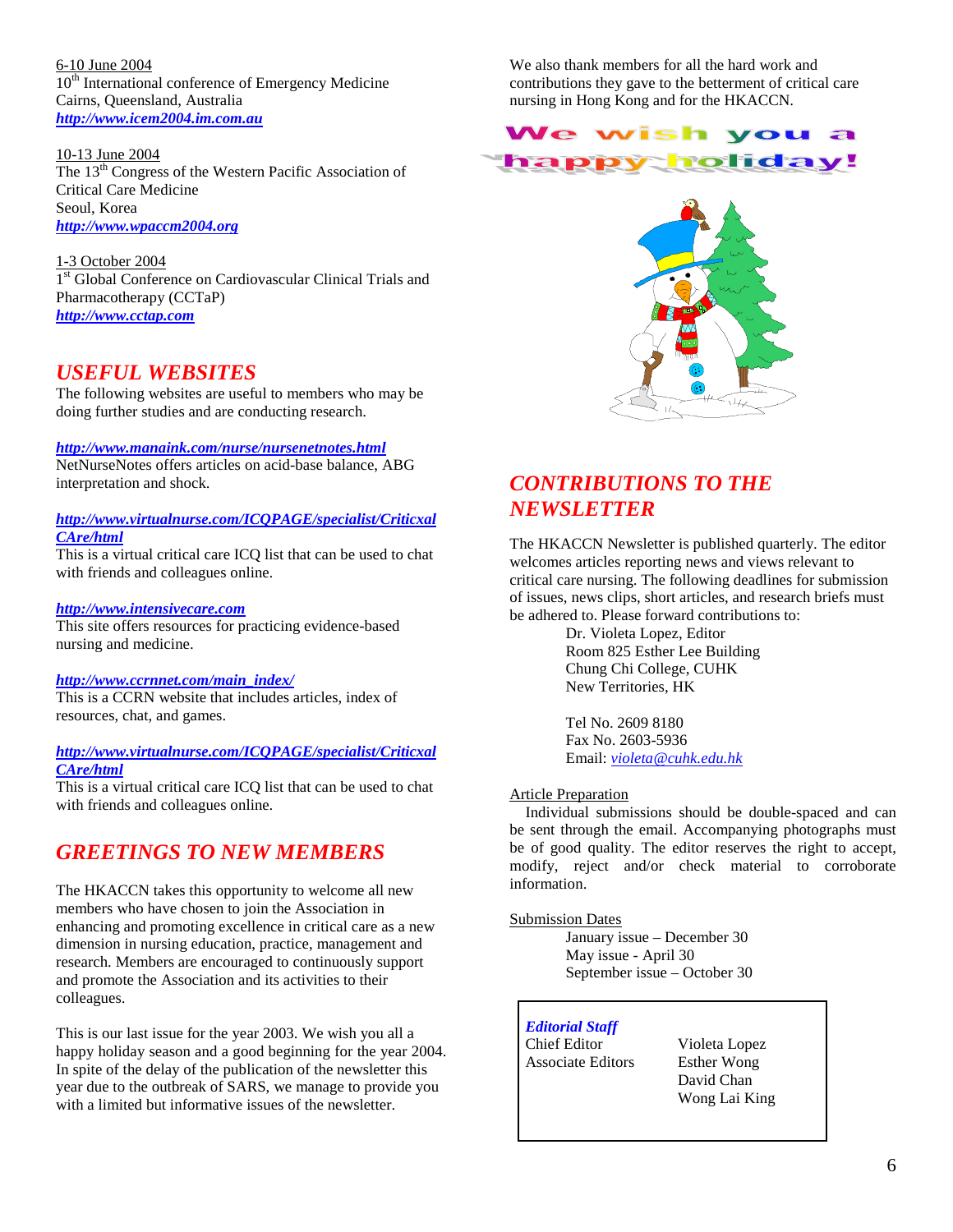6-10 June 2004
10th International conference of Emergency Medicine
Cairns, Queensland, Australia
***http://www.icem2004.im.com.au***

10-13 June 2004
The 13th Congress of the Western Pacific Association of Critical Care Medicine
Seoul, Korea
***http://www.wpaccm2004.org***

1-3 October 2004
1st Global Conference on Cardiovascular Clinical Trials and Pharmacotherapy (CCTaP)
***http://www.cctap.com***

## USEFUL WEBSITES

The following websites are useful to members who may be doing further studies and are conducting research.

***http://www.manaink.com/nurse/nursenetnotes.html***
NetNurseNotes offers articles on acid-base balance, ABG interpretation and shock.

***http://www.virtualnurse.com/ICQPAGE/specialist/Criticxal CAre/html***
This is a virtual critical care ICQ list that can be used to chat with friends and colleagues online.

***http://www.intensivecare.com***
This site offers resources for practicing evidence-based nursing and medicine.

***http://www.ccrnnet.com/main_index/***
This is a CCRN website that includes articles, index of resources, chat, and games.

***http://www.virtualnurse.com/ICQPAGE/specialist/Criticxal CAre/html***
This is a virtual critical care ICQ list that can be used to chat with friends and colleagues online.

## GREETINGS TO NEW MEMBERS

The HKACCN takes this opportunity to welcome all new members who have chosen to join the Association in enhancing and promoting excellence in critical care as a new dimension in nursing education, practice, management and research. Members are encouraged to continuously support and promote the Association and its activities to their colleagues.

This is our last issue for the year 2003. We wish you all a happy holiday season and a good beginning for the year 2004. In spite of the delay of the publication of the newsletter this year due to the outbreak of SARS, we manage to provide you with a limited but informative issues of the newsletter.

We also thank members for all the hard work and contributions they gave to the betterment of critical care nursing in Hong Kong and for the HKACCN.

We wish you a happy holiday!

## CONTRIBUTIONS TO THE NEWSLETTER

The HKACCN Newsletter is published quarterly. The editor welcomes articles reporting news and views relevant to critical care nursing. The following deadlines for submission of issues, news clips, short articles, and research briefs must be adhered to. Please forward contributions to:

Dr. Violeta Lopez, Editor
Room 825 Esther Lee Building
Chung Chi College, CUHK
New Territories, HK

Tel No. 2609 8180
Fax No. 2603-5936
Email: *violeta@cuhk.edu.hk*

Article Preparation

Individual submissions should be double-spaced and can be sent through the email. Accompanying photographs must be of good quality. The editor reserves the right to accept, modify, reject and/or check material to corroborate information.

Submission Dates

January issue – December 30
May issue - April 30
September issue – October 30

***Editorial Staff***

| | |
|---|---|
| Chief Editor | Violeta Lopez |
| Associate Editors | Esther Wong |
| | David Chan |
| | Wong Lai King |